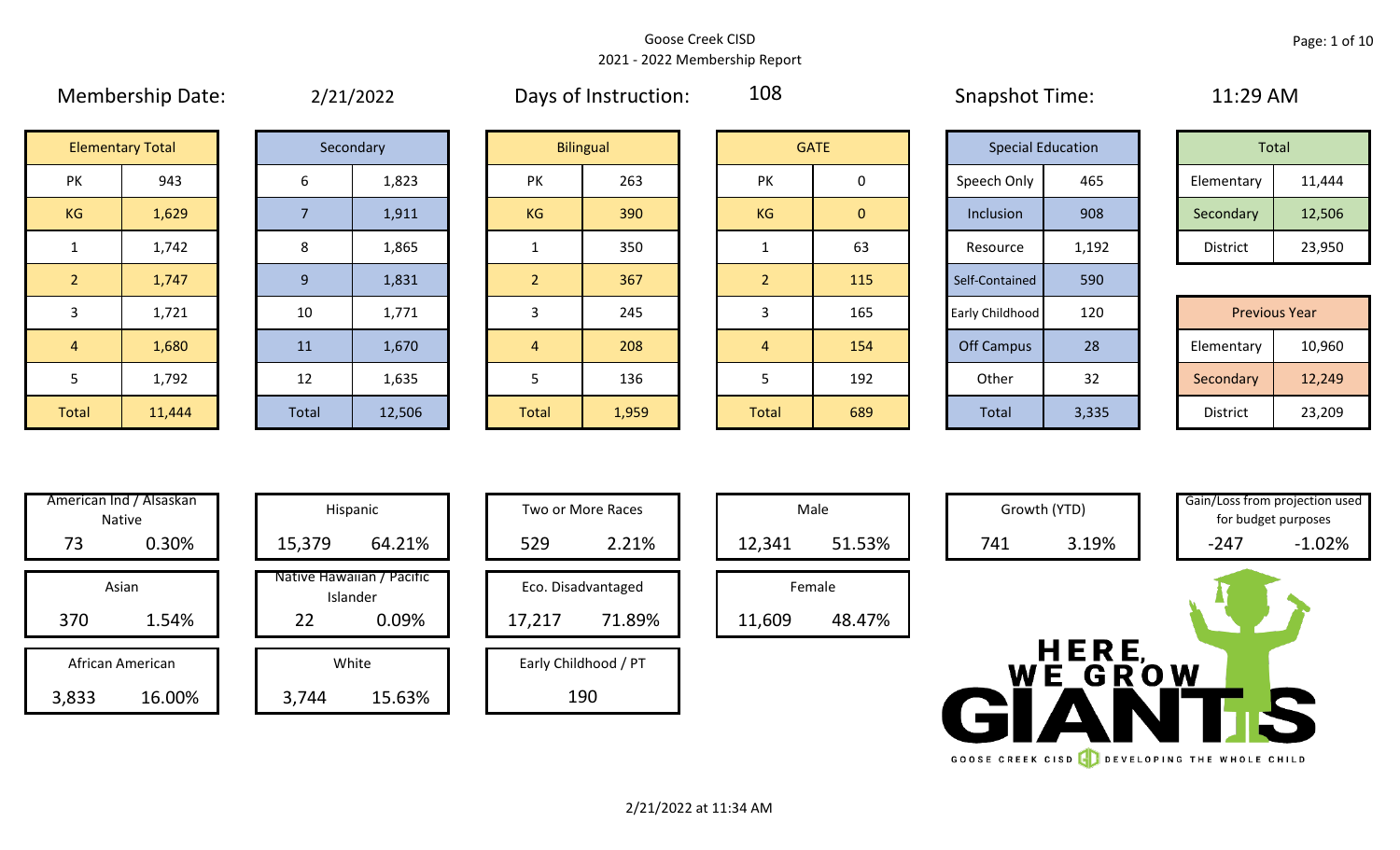Goose Creek CISD
2021 - 2022 Membership Report

Membership Date: 2/21/2022

Days of Instruction: 108

Snapshot Time: 11:29 AM

| Elementary Total | |
|---|---|
| PK | 943 |
| KG | 1,629 |
| 1 | 1,742 |
| 2 | 1,747 |
| 3 | 1,721 |
| 4 | 1,680 |
| 5 | 1,792 |
| Total | 11,444 |

| Secondary | |
|---|---|
| 6 | 1,823 |
| 7 | 1,911 |
| 8 | 1,865 |
| 9 | 1,831 |
| 10 | 1,771 |
| 11 | 1,670 |
| 12 | 1,635 |
| Total | 12,506 |

| Bilingual | |
|---|---|
| PK | 263 |
| KG | 390 |
| 1 | 350 |
| 2 | 367 |
| 3 | 245 |
| 4 | 208 |
| 5 | 136 |
| Total | 1,959 |

| GATE | |
|---|---|
| PK | 0 |
| KG | 0 |
| 1 | 63 |
| 2 | 115 |
| 3 | 165 |
| 4 | 154 |
| 5 | 192 |
| Total | 689 |

| Special Education | |
|---|---|
| Speech Only | 465 |
| Inclusion | 908 |
| Resource | 1,192 |
| Self-Contained | 590 |
| Early Childhood | 120 |
| Off Campus | 28 |
| Other | 32 |
| Total | 3,335 |

| Total | |
|---|---|
| Elementary | 11,444 |
| Secondary | 12,506 |
| District | 23,950 |

| Previous Year | |
|---|---|
| Elementary | 10,960 |
| Secondary | 12,249 |
| District | 23,209 |

| Category | Count | Percent |
|---|---|---|
| American Ind / Alsaskan Native | 73 | 0.30% |
| Asian | 370 | 1.54% |
| African American | 3,833 | 16.00% |
| Hispanic | 15,379 | 64.21% |
| Native Hawaiian / Pacific Islander | 22 | 0.09% |
| White | 3,744 | 15.63% |
| Two or More Races | 529 | 2.21% |
| Eco. Disadvantaged | 17,217 | 71.89% |
| Early Childhood / PT | 190 | |
| Male | 12,341 | 51.53% |
| Female | 11,609 | 48.47% |
| Growth (YTD) | 741 | 3.19% |
| Gain/Loss from projection used for budget purposes | -247 | -1.02% |

HERE, WE GROW GIANTS
GOOSE CREEK CISD DEVELOPING THE WHOLE CHILD

2/21/2022 at 11:34 AM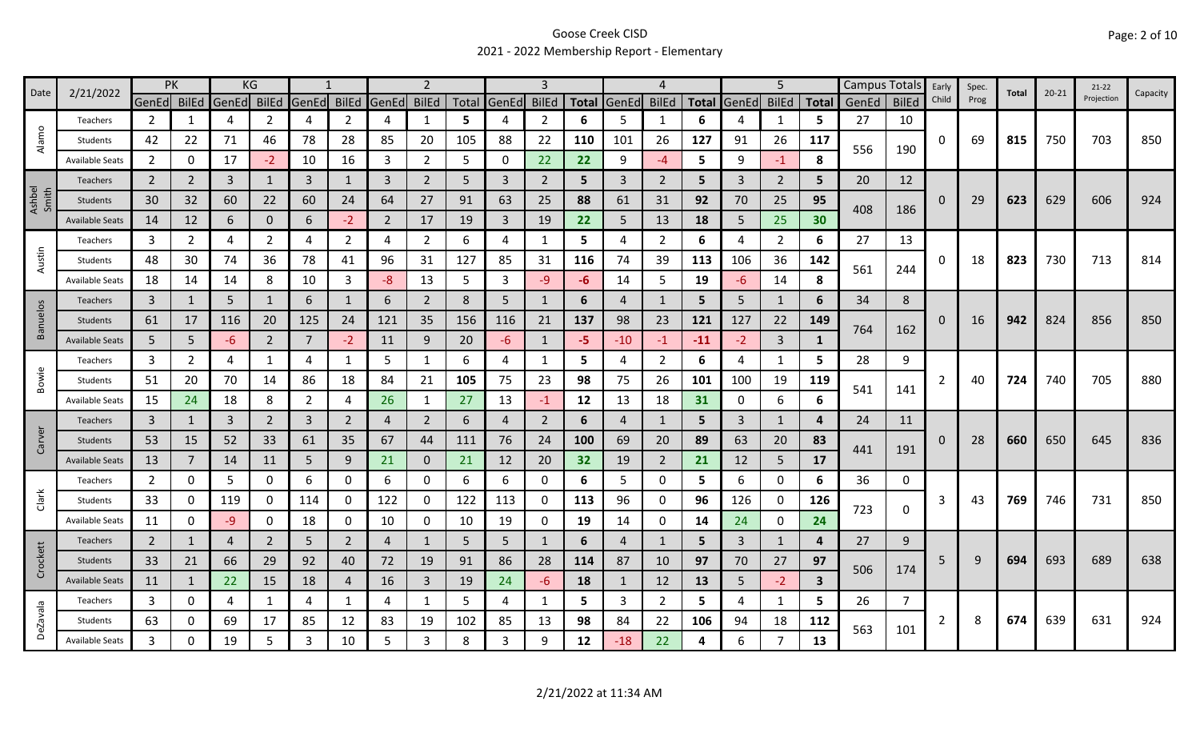# Goose Creek CISD

## 2021 - 2022 Membership Report - Elementary

| Date | 2/21/2022 | PK | | KG | | 1 | | 2 | | | 3 | | | 4 | | | 5 | | | Campus Totals | | Early Child | Spec. Prog | Total | 20-21 | 21-22 Projection | Capacity |
|---|---|---|---|---|---|---|---|---|---|---|---|---|---|---|---|---|---|---|---|---|---|---|---|---|---|---|---|
| | | GenEd | BilEd | GenEd | BilEd | GenEd | BilEd | GenEd | BilEd | Total | GenEd | BilEd | Total | GenEd | BilEd | Total | GenEd | BilEd | Total | GenEd | BilEd | | | | | | |
| Alamo | Teachers | 2 | 1 | 4 | 2 | 4 | 2 | 4 | 1 | 5 | 4 | 2 | 6 | 5 | 1 | 6 | 4 | 1 | 5 | 27 | 10 | 0 | 69 | 815 | 750 | 703 | 850 |
| | Students | 42 | 22 | 71 | 46 | 78 | 28 | 85 | 20 | 105 | 88 | 22 | 110 | 101 | 26 | 127 | 91 | 26 | 117 | 556 | 190 | | | | | | |
| | Available Seats | 2 | 0 | 17 | -2 | 10 | 16 | 3 | 2 | 5 | 0 | 22 | 22 | 9 | -4 | 5 | 9 | -1 | 8 | | | | | | | | |
| Ashbel Smith | Teachers | 2 | 2 | 3 | 1 | 3 | 1 | 3 | 2 | 5 | 3 | 2 | 5 | 3 | 2 | 5 | 3 | 2 | 5 | 20 | 12 | 0 | 29 | 623 | 629 | 606 | 924 |
| | Students | 30 | 32 | 60 | 22 | 60 | 24 | 64 | 27 | 91 | 63 | 25 | 88 | 61 | 31 | 92 | 70 | 25 | 95 | 408 | 186 | | | | | | |
| | Available Seats | 14 | 12 | 6 | 0 | 6 | -2 | 2 | 17 | 19 | 3 | 19 | 22 | 5 | 13 | 18 | 5 | 25 | 30 | | | | | | | | |
| Austin | Teachers | 3 | 2 | 4 | 2 | 4 | 2 | 4 | 2 | 6 | 4 | 1 | 5 | 4 | 2 | 6 | 4 | 2 | 6 | 27 | 13 | 0 | 18 | 823 | 730 | 713 | 814 |
| | Students | 48 | 30 | 74 | 36 | 78 | 41 | 96 | 31 | 127 | 85 | 31 | 116 | 74 | 39 | 113 | 106 | 36 | 142 | 561 | 244 | | | | | | |
| | Available Seats | 18 | 14 | 14 | 8 | 10 | 3 | -8 | 13 | 5 | 3 | -9 | -6 | 14 | 5 | 19 | -6 | 14 | 8 | | | | | | | | |
| Banuelos | Teachers | 3 | 1 | 5 | 1 | 6 | 1 | 6 | 2 | 8 | 5 | 1 | 6 | 4 | 1 | 5 | 5 | 1 | 6 | 34 | 8 | 0 | 16 | 942 | 824 | 856 | 850 |
| | Students | 61 | 17 | 116 | 20 | 125 | 24 | 121 | 35 | 156 | 116 | 21 | 137 | 98 | 23 | 121 | 127 | 22 | 149 | 764 | 162 | | | | | | |
| | Available Seats | 5 | 5 | -6 | 2 | 7 | -2 | 11 | 9 | 20 | -6 | 1 | -5 | -10 | -1 | -11 | -2 | 3 | 1 | | | | | | | | |
| Bowie | Teachers | 3 | 2 | 4 | 1 | 4 | 1 | 5 | 1 | 6 | 4 | 1 | 5 | 4 | 2 | 6 | 4 | 1 | 5 | 28 | 9 | 2 | 40 | 724 | 740 | 705 | 880 |
| | Students | 51 | 20 | 70 | 14 | 86 | 18 | 84 | 21 | 105 | 75 | 23 | 98 | 75 | 26 | 101 | 100 | 19 | 119 | 541 | 141 | | | | | | |
| | Available Seats | 15 | 24 | 18 | 8 | 2 | 4 | 26 | 1 | 27 | 13 | -1 | 12 | 13 | 18 | 31 | 0 | 6 | 6 | | | | | | | | |
| Carver | Teachers | 3 | 1 | 3 | 2 | 3 | 2 | 4 | 2 | 6 | 4 | 2 | 6 | 4 | 1 | 5 | 3 | 1 | 4 | 24 | 11 | 0 | 28 | 660 | 650 | 645 | 836 |
| | Students | 53 | 15 | 52 | 33 | 61 | 35 | 67 | 44 | 111 | 76 | 24 | 100 | 69 | 20 | 89 | 63 | 20 | 83 | 441 | 191 | | | | | | |
| | Available Seats | 13 | 7 | 14 | 11 | 5 | 9 | 21 | 0 | 21 | 12 | 20 | 32 | 19 | 2 | 21 | 12 | 5 | 17 | | | | | | | | |
| Clark | Teachers | 2 | 0 | 5 | 0 | 6 | 0 | 6 | 0 | 6 | 6 | 0 | 6 | 5 | 0 | 5 | 6 | 0 | 6 | 36 | 0 | 3 | 43 | 769 | 746 | 731 | 850 |
| | Students | 33 | 0 | 119 | 0 | 114 | 0 | 122 | 0 | 122 | 113 | 0 | 113 | 96 | 0 | 96 | 126 | 0 | 126 | 723 | 0 | | | | | | |
| | Available Seats | 11 | 0 | -9 | 0 | 18 | 0 | 10 | 0 | 10 | 19 | 0 | 19 | 14 | 0 | 14 | 24 | 0 | 24 | | | | | | | | |
| Crockett | Teachers | 2 | 1 | 4 | 2 | 5 | 2 | 4 | 1 | 5 | 5 | 1 | 6 | 4 | 1 | 5 | 3 | 1 | 4 | 27 | 9 | 5 | 9 | 694 | 693 | 689 | 638 |
| | Students | 33 | 21 | 66 | 29 | 92 | 40 | 72 | 19 | 91 | 86 | 28 | 114 | 87 | 10 | 97 | 70 | 27 | 97 | 506 | 174 | | | | | | |
| | Available Seats | 11 | 1 | 22 | 15 | 18 | 4 | 16 | 3 | 19 | 24 | -6 | 18 | 1 | 12 | 13 | 5 | -2 | 3 | | | | | | | | |
| DeZavala | Teachers | 3 | 0 | 4 | 1 | 4 | 1 | 4 | 1 | 5 | 4 | 1 | 5 | 3 | 2 | 5 | 4 | 1 | 5 | 26 | 7 | 2 | 8 | 674 | 639 | 631 | 924 |
| | Students | 63 | 0 | 69 | 17 | 85 | 12 | 83 | 19 | 102 | 85 | 13 | 98 | 84 | 22 | 106 | 94 | 18 | 112 | 563 | 101 | | | | | | |
| | Available Seats | 3 | 0 | 19 | 5 | 3 | 10 | 5 | 3 | 8 | 3 | 9 | 12 | -18 | 22 | 4 | 6 | 7 | 13 | | | | | | | | |

2/21/2022 at 11:34 AM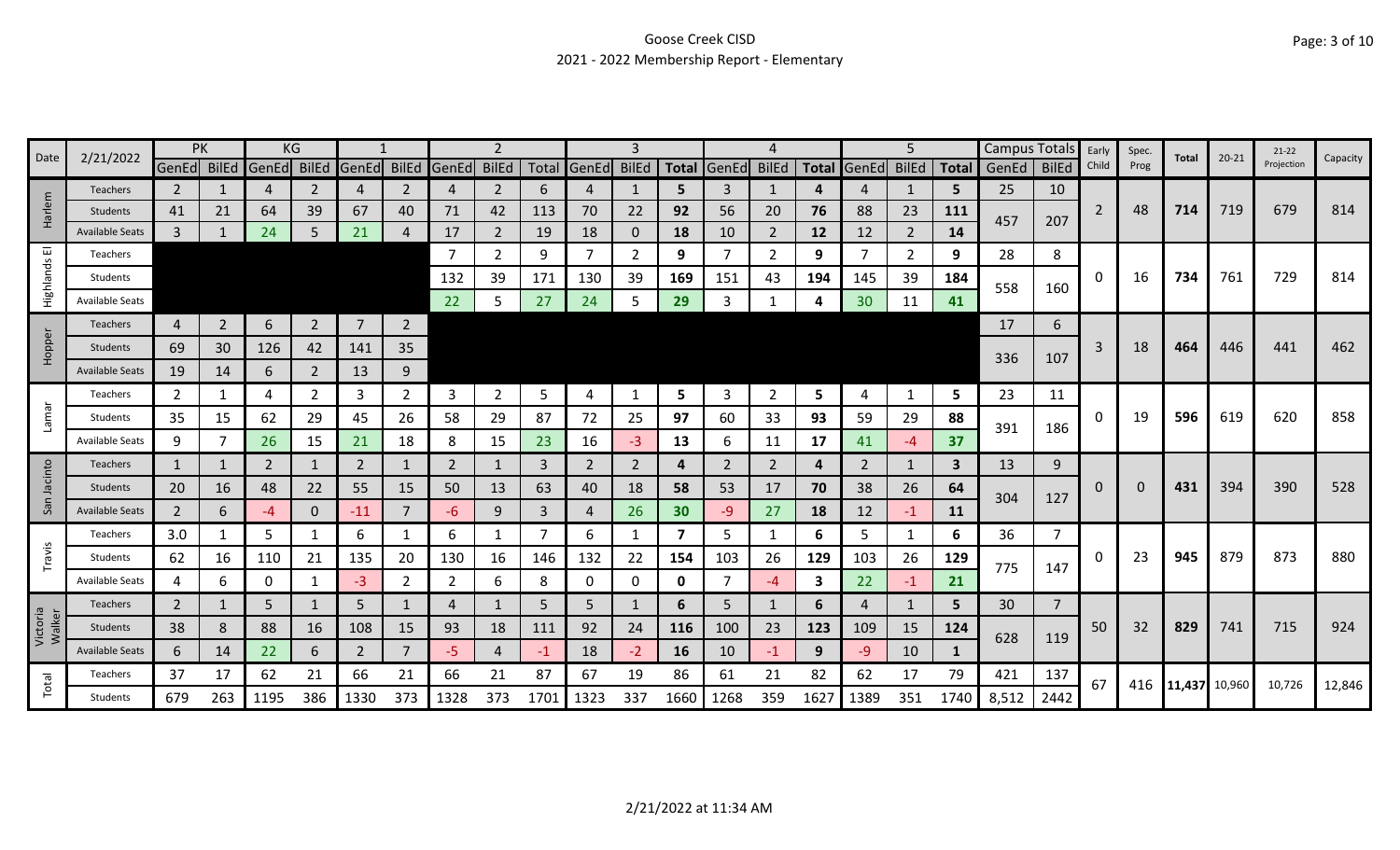Goose Creek CISD
2021 - 2022 Membership Report - Elementary

| Date | 2/21/2022 | PK | | KG | | 1 | | 2 | | | 3 | | | 4 | | | 5 | | | Campus Totals | | Early Child | Spec. Prog | Total | 20-21 | 21-22 Projection | Capacity |
|---|---|---|---|---|---|---|---|---|---|---|---|---|---|---|---|---|---|---|---|---|---|---|---|---|---|---|---|
| | | GenEd | BilEd | GenEd | BilEd | GenEd | BilEd | GenEd | BilEd | Total | GenEd | BilEd | Total | GenEd | BilEd | Total | GenEd | BilEd | Total | GenEd | BilEd | | | | | | |
| Harlem | Teachers | 2 | 1 | 4 | 2 | 4 | 2 | 4 | 2 | 6 | 4 | 1 | **5** | 3 | 1 | **4** | 4 | 1 | **5** | 25 | 10 | 2 | 48 | **714** | 719 | 679 | 814 |
| | Students | 41 | 21 | 64 | 39 | 67 | 40 | 71 | 42 | 113 | 70 | 22 | **92** | 56 | 20 | **76** | 88 | 23 | **111** | 457 | 207 | | | | | | |
| | Available Seats | 3 | 1 | 24 | 5 | 21 | 4 | 17 | 2 | 19 | 18 | 0 | **18** | 10 | 2 | **12** | 12 | 2 | **14** | | | | | | | | |
| Highlands El | Teachers | | | | | | | 7 | 2 | 9 | 7 | 2 | **9** | 7 | 2 | **9** | 7 | 2 | **9** | 28 | 8 | 0 | 16 | **734** | 761 | 729 | 814 |
| | Students | | | | | | | 132 | 39 | 171 | 130 | 39 | **169** | 151 | 43 | **194** | 145 | 39 | **184** | 558 | 160 | | | | | | |
| | Available Seats | | | | | | | 22 | 5 | 27 | 24 | 5 | **29** | 3 | 1 | **4** | 30 | 11 | **41** | | | | | | | | |
| Hopper | Teachers | 4 | 2 | 6 | 2 | 7 | 2 | | | | | | | | | | | | | 17 | 6 | 3 | 18 | **464** | 446 | 441 | 462 |
| | Students | 69 | 30 | 126 | 42 | 141 | 35 | | | | | | | | | | | | | 336 | 107 | | | | | | |
| | Available Seats | 19 | 14 | 6 | 2 | 13 | 9 | | | | | | | | | | | | | | | | | | | | |
| Lamar | Teachers | 2 | 1 | 4 | 2 | 3 | 2 | 3 | 2 | 5 | 4 | 1 | **5** | 3 | 2 | **5** | 4 | 1 | **5** | 23 | 11 | 0 | 19 | **596** | 619 | 620 | 858 |
| | Students | 35 | 15 | 62 | 29 | 45 | 26 | 58 | 29 | 87 | 72 | 25 | **97** | 60 | 33 | **93** | 59 | 29 | **88** | 391 | 186 | | | | | | |
| | Available Seats | 9 | 7 | 26 | 15 | 21 | 18 | 8 | 15 | 23 | 16 | -3 | **13** | 6 | 11 | **17** | 41 | -4 | **37** | | | | | | | | |
| San Jacinto | Teachers | 1 | 1 | 2 | 1 | 2 | 1 | 2 | 1 | 3 | 2 | 2 | **4** | 2 | 2 | **4** | 2 | 1 | **3** | 13 | 9 | 0 | 0 | **431** | 394 | 390 | 528 |
| | Students | 20 | 16 | 48 | 22 | 55 | 15 | 50 | 13 | 63 | 40 | 18 | **58** | 53 | 17 | **70** | 38 | 26 | **64** | 304 | 127 | | | | | | |
| | Available Seats | 2 | 6 | -4 | 0 | -11 | 7 | -6 | 9 | 3 | 4 | 26 | **30** | -9 | 27 | **18** | 12 | -1 | **11** | | | | | | | | |
| Travis | Teachers | 3.0 | 1 | 5 | 1 | 6 | 1 | 6 | 1 | 7 | 6 | 1 | **7** | 5 | 1 | **6** | 5 | 1 | **6** | 36 | 7 | 0 | 23 | **945** | 879 | 873 | 880 |
| | Students | 62 | 16 | 110 | 21 | 135 | 20 | 130 | 16 | 146 | 132 | 22 | **154** | 103 | 26 | **129** | 103 | 26 | **129** | 775 | 147 | | | | | | |
| | Available Seats | 4 | 6 | 0 | 1 | -3 | 2 | 2 | 6 | 8 | 0 | 0 | **0** | 7 | -4 | **3** | 22 | -1 | **21** | | | | | | | | |
| Victoria Walker | Teachers | 2 | 1 | 5 | 1 | 5 | 1 | 4 | 1 | 5 | 5 | 1 | **6** | 5 | 1 | **6** | 4 | 1 | **5** | 30 | 7 | 50 | 32 | **829** | 741 | 715 | 924 |
| | Students | 38 | 8 | 88 | 16 | 108 | 15 | 93 | 18 | 111 | 92 | 24 | **116** | 100 | 23 | **123** | 109 | 15 | **124** | 628 | 119 | | | | | | |
| | Available Seats | 6 | 14 | 22 | 6 | 2 | 7 | -5 | 4 | -1 | 18 | -2 | **16** | 10 | -1 | **9** | -9 | 10 | **1** | | | | | | | | |
| Total | Teachers | 37 | 17 | 62 | 21 | 66 | 21 | 66 | 21 | 87 | 67 | 19 | 86 | 61 | 21 | 82 | 62 | 17 | 79 | 421 | 137 | 67 | 416 | **11,437** | 10,960 | 10,726 | 12,846 |
| | Students | 679 | 263 | 1195 | 386 | 1330 | 373 | 1328 | 373 | 1701 | 1323 | 337 | 1660 | 1268 | 359 | 1627 | 1389 | 351 | 1740 | 8,512 | 2442 | | | | | | |

2/21/2022 at 11:34 AM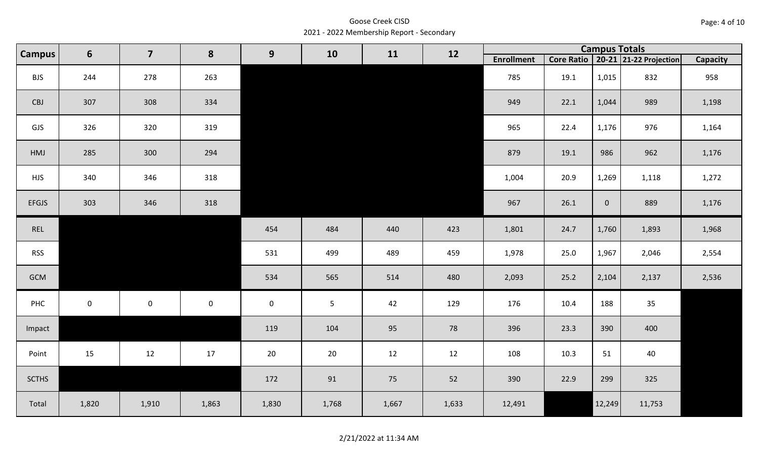Goose Creek CISD
2021 - 2022 Membership Report - Secondary

| Campus | 6 | 7 | 8 | 9 | 10 | 11 | 12 | Campus Totals | | | | |
|---|---|---|---|---|---|---|---|---|---|---|---|---|
| | | | | | | | | Enrollment | Core Ratio | 20-21 | 21-22 Projection | Capacity |
| BJS | 244 | 278 | 263 | | | | | 785 | 19.1 | 1,015 | 832 | 958 |
| CBJ | 307 | 308 | 334 | | | | | 949 | 22.1 | 1,044 | 989 | 1,198 |
| GJS | 326 | 320 | 319 | | | | | 965 | 22.4 | 1,176 | 976 | 1,164 |
| HMJ | 285 | 300 | 294 | | | | | 879 | 19.1 | 986 | 962 | 1,176 |
| HJS | 340 | 346 | 318 | | | | | 1,004 | 20.9 | 1,269 | 1,118 | 1,272 |
| EFGJS | 303 | 346 | 318 | | | | | 967 | 26.1 | 0 | 889 | 1,176 |
| REL | | | | 454 | 484 | 440 | 423 | 1,801 | 24.7 | 1,760 | 1,893 | 1,968 |
| RSS | | | | 531 | 499 | 489 | 459 | 1,978 | 25.0 | 1,967 | 2,046 | 2,554 |
| GCM | | | | 534 | 565 | 514 | 480 | 2,093 | 25.2 | 2,104 | 2,137 | 2,536 |
| PHC | 0 | 0 | 0 | 0 | 5 | 42 | 129 | 176 | 10.4 | 188 | 35 | |
| Impact | | | | 119 | 104 | 95 | 78 | 396 | 23.3 | 390 | 400 | |
| Point | 15 | 12 | 17 | 20 | 20 | 12 | 12 | 108 | 10.3 | 51 | 40 | |
| SCTHS | | | | 172 | 91 | 75 | 52 | 390 | 22.9 | 299 | 325 | |
| Total | 1,820 | 1,910 | 1,863 | 1,830 | 1,768 | 1,667 | 1,633 | 12,491 | | 12,249 | 11,753 | |

2/21/2022 at 11:34 AM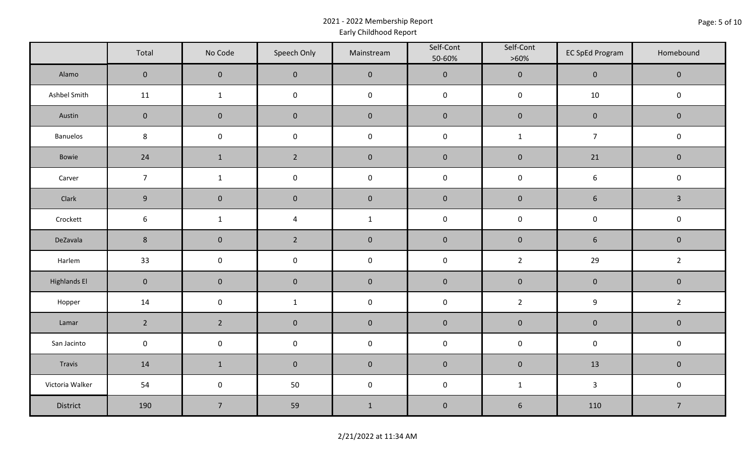# 2021 - 2022 Membership Report

## Early Childhood Report

| | Total | No Code | Speech Only | Mainstream | Self-Cont 50-60% | Self-Cont >60% | EC SpEd Program | Homebound |
|---|---|---|---|---|---|---|---|---|
| Alamo | 0 | 0 | 0 | 0 | 0 | 0 | 0 | 0 |
| Ashbel Smith | 11 | 1 | 0 | 0 | 0 | 0 | 10 | 0 |
| Austin | 0 | 0 | 0 | 0 | 0 | 0 | 0 | 0 |
| Banuelos | 8 | 0 | 0 | 0 | 0 | 1 | 7 | 0 |
| Bowie | 24 | 1 | 2 | 0 | 0 | 0 | 21 | 0 |
| Carver | 7 | 1 | 0 | 0 | 0 | 0 | 6 | 0 |
| Clark | 9 | 0 | 0 | 0 | 0 | 0 | 6 | 3 |
| Crockett | 6 | 1 | 4 | 1 | 0 | 0 | 0 | 0 |
| DeZavala | 8 | 0 | 2 | 0 | 0 | 0 | 6 | 0 |
| Harlem | 33 | 0 | 0 | 0 | 0 | 2 | 29 | 2 |
| Highlands El | 0 | 0 | 0 | 0 | 0 | 0 | 0 | 0 |
| Hopper | 14 | 0 | 1 | 0 | 0 | 2 | 9 | 2 |
| Lamar | 2 | 2 | 0 | 0 | 0 | 0 | 0 | 0 |
| San Jacinto | 0 | 0 | 0 | 0 | 0 | 0 | 0 | 0 |
| Travis | 14 | 1 | 0 | 0 | 0 | 0 | 13 | 0 |
| Victoria Walker | 54 | 0 | 50 | 0 | 0 | 1 | 3 | 0 |
| District | 190 | 7 | 59 | 1 | 0 | 6 | 110 | 7 |

2/21/2022 at 11:34 AM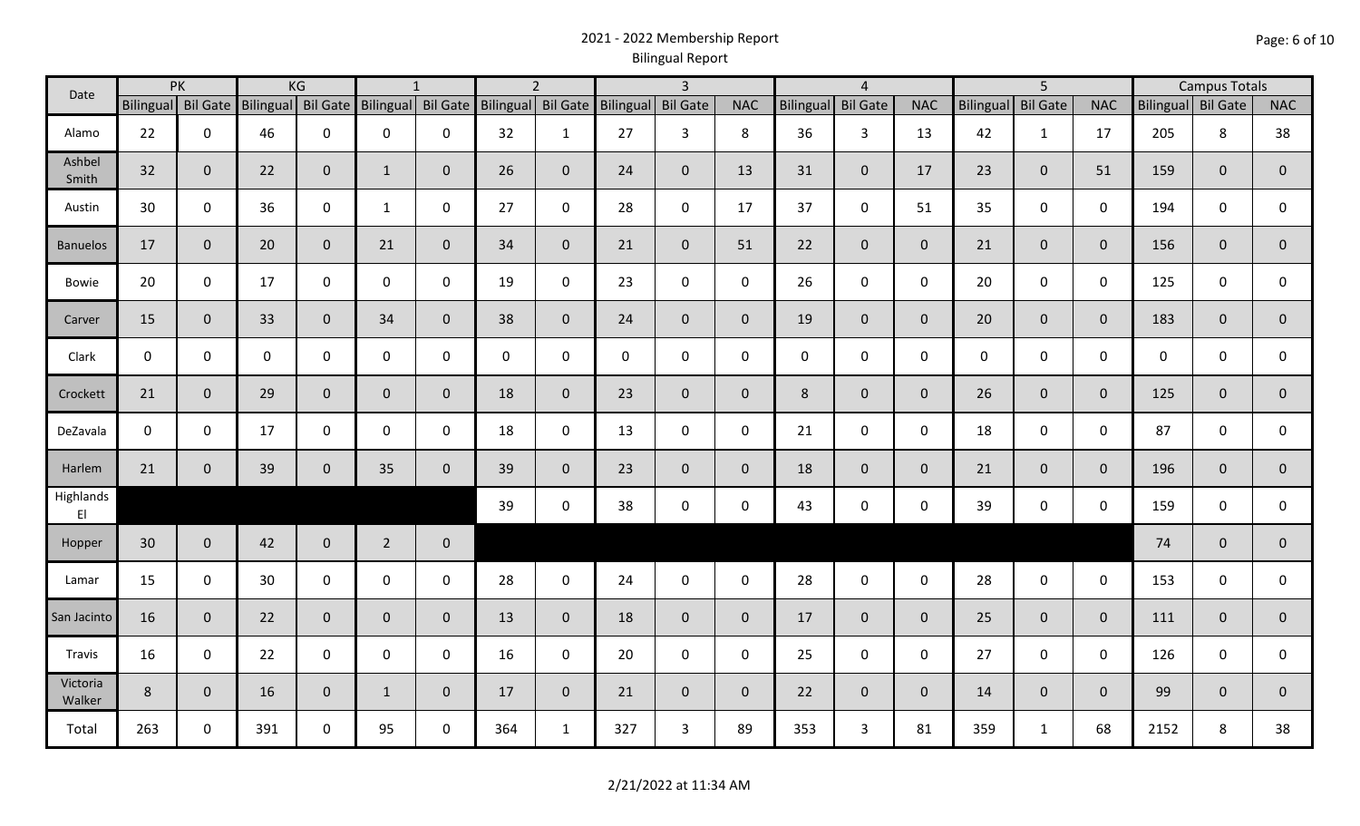# 2021 - 2022 Membership Report
## Bilingual Report

| Date | PK | | KG | | 1 | | 2 | | 3 | | | 4 | | | 5 | | | Campus Totals | | |
|---|---|---|---|---|---|---|---|---|---|---|---|---|---|---|---|---|---|---|---|---|
| | Bilingual | Bil Gate | Bilingual | Bil Gate | Bilingual | Bil Gate | Bilingual | Bil Gate | Bilingual | Bil Gate | NAC | Bilingual | Bil Gate | NAC | Bilingual | Bil Gate | NAC | Bilingual | Bil Gate | NAC |
| Alamo | 22 | 0 | 46 | 0 | 0 | 0 | 32 | 1 | 27 | 3 | 8 | 36 | 3 | 13 | 42 | 1 | 17 | 205 | 8 | 38 |
| Ashbel Smith | 32 | 0 | 22 | 0 | 1 | 0 | 26 | 0 | 24 | 0 | 13 | 31 | 0 | 17 | 23 | 0 | 51 | 159 | 0 | 0 |
| Austin | 30 | 0 | 36 | 0 | 1 | 0 | 27 | 0 | 28 | 0 | 17 | 37 | 0 | 51 | 35 | 0 | 0 | 194 | 0 | 0 |
| Banuelos | 17 | 0 | 20 | 0 | 21 | 0 | 34 | 0 | 21 | 0 | 51 | 22 | 0 | 0 | 21 | 0 | 0 | 156 | 0 | 0 |
| Bowie | 20 | 0 | 17 | 0 | 0 | 0 | 19 | 0 | 23 | 0 | 0 | 26 | 0 | 0 | 20 | 0 | 0 | 125 | 0 | 0 |
| Carver | 15 | 0 | 33 | 0 | 34 | 0 | 38 | 0 | 24 | 0 | 0 | 19 | 0 | 0 | 20 | 0 | 0 | 183 | 0 | 0 |
| Clark | 0 | 0 | 0 | 0 | 0 | 0 | 0 | 0 | 0 | 0 | 0 | 0 | 0 | 0 | 0 | 0 | 0 | 0 | 0 | 0 |
| Crockett | 21 | 0 | 29 | 0 | 0 | 0 | 18 | 0 | 23 | 0 | 0 | 8 | 0 | 0 | 26 | 0 | 0 | 125 | 0 | 0 |
| DeZavala | 0 | 0 | 17 | 0 | 0 | 0 | 18 | 0 | 13 | 0 | 0 | 21 | 0 | 0 | 18 | 0 | 0 | 87 | 0 | 0 |
| Harlem | 21 | 0 | 39 | 0 | 35 | 0 | 39 | 0 | 23 | 0 | 0 | 18 | 0 | 0 | 21 | 0 | 0 | 196 | 0 | 0 |
| Highlands El | | | | | | | 39 | 0 | 38 | 0 | 0 | 43 | 0 | 0 | 39 | 0 | 0 | 159 | 0 | 0 |
| Hopper | 30 | 0 | 42 | 0 | 2 | 0 | | | | | | | | | | | | 74 | 0 | 0 |
| Lamar | 15 | 0 | 30 | 0 | 0 | 0 | 28 | 0 | 24 | 0 | 0 | 28 | 0 | 0 | 28 | 0 | 0 | 153 | 0 | 0 |
| San Jacinto | 16 | 0 | 22 | 0 | 0 | 0 | 13 | 0 | 18 | 0 | 0 | 17 | 0 | 0 | 25 | 0 | 0 | 111 | 0 | 0 |
| Travis | 16 | 0 | 22 | 0 | 0 | 0 | 16 | 0 | 20 | 0 | 0 | 25 | 0 | 0 | 27 | 0 | 0 | 126 | 0 | 0 |
| Victoria Walker | 8 | 0 | 16 | 0 | 1 | 0 | 17 | 0 | 21 | 0 | 0 | 22 | 0 | 0 | 14 | 0 | 0 | 99 | 0 | 0 |
| Total | 263 | 0 | 391 | 0 | 95 | 0 | 364 | 1 | 327 | 3 | 89 | 353 | 3 | 81 | 359 | 1 | 68 | 2152 | 8 | 38 |

2/21/2022 at 11:34 AM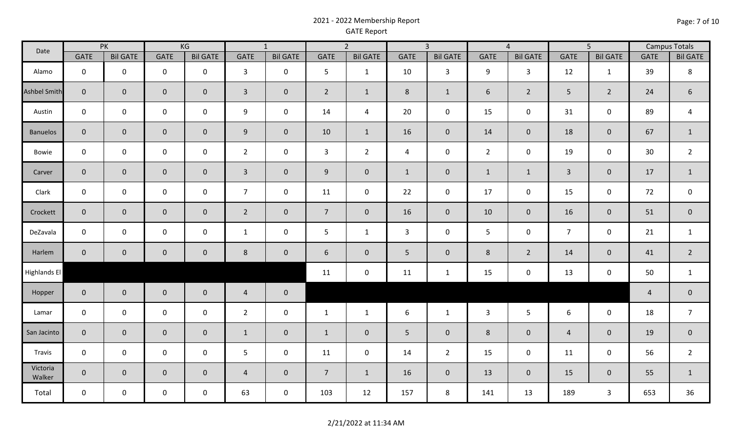# 2021 - 2022 Membership Report

## GATE Report

| Date | PK | | KG | | 1 | | 2 | | 3 | | 4 | | 5 | | Campus Totals | |
|---|---|---|---|---|---|---|---|---|---|---|---|---|---|---|---|---|
| | GATE | Bil GATE | GATE | Bil GATE | GATE | Bil GATE | GATE | Bil GATE | GATE | Bil GATE | GATE | Bil GATE | GATE | Bil GATE | GATE | Bil GATE |
| Alamo | 0 | 0 | 0 | 0 | 3 | 0 | 5 | 1 | 10 | 3 | 9 | 3 | 12 | 1 | 39 | 8 |
| Ashbel Smith | 0 | 0 | 0 | 0 | 3 | 0 | 2 | 1 | 8 | 1 | 6 | 2 | 5 | 2 | 24 | 6 |
| Austin | 0 | 0 | 0 | 0 | 9 | 0 | 14 | 4 | 20 | 0 | 15 | 0 | 31 | 0 | 89 | 4 |
| Banuelos | 0 | 0 | 0 | 0 | 9 | 0 | 10 | 1 | 16 | 0 | 14 | 0 | 18 | 0 | 67 | 1 |
| Bowie | 0 | 0 | 0 | 0 | 2 | 0 | 3 | 2 | 4 | 0 | 2 | 0 | 19 | 0 | 30 | 2 |
| Carver | 0 | 0 | 0 | 0 | 3 | 0 | 9 | 0 | 1 | 0 | 1 | 1 | 3 | 0 | 17 | 1 |
| Clark | 0 | 0 | 0 | 0 | 7 | 0 | 11 | 0 | 22 | 0 | 17 | 0 | 15 | 0 | 72 | 0 |
| Crockett | 0 | 0 | 0 | 0 | 2 | 0 | 7 | 0 | 16 | 0 | 10 | 0 | 16 | 0 | 51 | 0 |
| DeZavala | 0 | 0 | 0 | 0 | 1 | 0 | 5 | 1 | 3 | 0 | 5 | 0 | 7 | 0 | 21 | 1 |
| Harlem | 0 | 0 | 0 | 0 | 8 | 0 | 6 | 0 | 5 | 0 | 8 | 2 | 14 | 0 | 41 | 2 |
| Highlands El | | | | | | | 11 | 0 | 11 | 1 | 15 | 0 | 13 | 0 | 50 | 1 |
| Hopper | 0 | 0 | 0 | 0 | 4 | 0 | | | | | | | | | 4 | 0 |
| Lamar | 0 | 0 | 0 | 0 | 2 | 0 | 1 | 1 | 6 | 1 | 3 | 5 | 6 | 0 | 18 | 7 |
| San Jacinto | 0 | 0 | 0 | 0 | 1 | 0 | 1 | 0 | 5 | 0 | 8 | 0 | 4 | 0 | 19 | 0 |
| Travis | 0 | 0 | 0 | 0 | 5 | 0 | 11 | 0 | 14 | 2 | 15 | 0 | 11 | 0 | 56 | 2 |
| Victoria Walker | 0 | 0 | 0 | 0 | 4 | 0 | 7 | 1 | 16 | 0 | 13 | 0 | 15 | 0 | 55 | 1 |
| Total | 0 | 0 | 0 | 0 | 63 | 0 | 103 | 12 | 157 | 8 | 141 | 13 | 189 | 3 | 653 | 36 |

2/21/2022 at 11:34 AM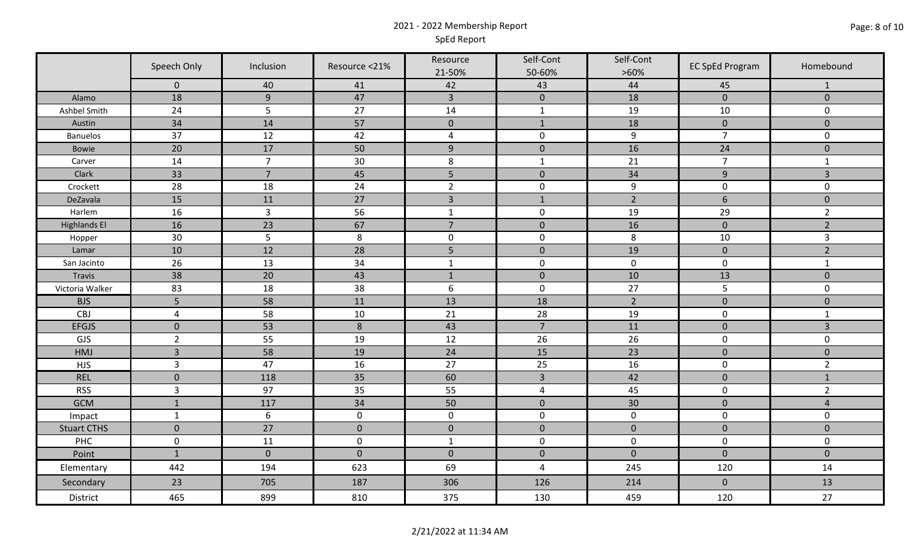# 2021 - 2022 Membership Report

## SpEd Report

| | Speech Only | Inclusion | Resource <21% | Resource 21-50% | Self-Cont 50-60% | Self-Cont >60% | EC SpEd Program | Homebound |
|---|---|---|---|---|---|---|---|---|
| | 0 | 40 | 41 | 42 | 43 | 44 | 45 | 1 |
| Alamo | 18 | 9 | 47 | 3 | 0 | 18 | 0 | 0 |
| Ashbel Smith | 24 | 5 | 27 | 14 | 1 | 19 | 10 | 0 |
| Austin | 34 | 14 | 57 | 0 | 1 | 18 | 0 | 0 |
| Banuelos | 37 | 12 | 42 | 4 | 0 | 9 | 7 | 0 |
| Bowie | 20 | 17 | 50 | 9 | 0 | 16 | 24 | 0 |
| Carver | 14 | 7 | 30 | 8 | 1 | 21 | 7 | 1 |
| Clark | 33 | 7 | 45 | 5 | 0 | 34 | 9 | 3 |
| Crockett | 28 | 18 | 24 | 2 | 0 | 9 | 0 | 0 |
| DeZavala | 15 | 11 | 27 | 3 | 1 | 2 | 6 | 0 |
| Harlem | 16 | 3 | 56 | 1 | 0 | 19 | 29 | 2 |
| Highlands El | 16 | 23 | 67 | 7 | 0 | 16 | 0 | 2 |
| Hopper | 30 | 5 | 8 | 0 | 0 | 8 | 10 | 3 |
| Lamar | 10 | 12 | 28 | 5 | 0 | 19 | 0 | 2 |
| San Jacinto | 26 | 13 | 34 | 1 | 0 | 0 | 0 | 1 |
| Travis | 38 | 20 | 43 | 1 | 0 | 10 | 13 | 0 |
| Victoria Walker | 83 | 18 | 38 | 6 | 0 | 27 | 5 | 0 |
| BJS | 5 | 58 | 11 | 13 | 18 | 2 | 0 | 0 |
| CBJ | 4 | 58 | 10 | 21 | 28 | 19 | 0 | 1 |
| EFGJS | 0 | 53 | 8 | 43 | 7 | 11 | 0 | 3 |
| GJS | 2 | 55 | 19 | 12 | 26 | 26 | 0 | 0 |
| HMJ | 3 | 58 | 19 | 24 | 15 | 23 | 0 | 0 |
| HJS | 3 | 47 | 16 | 27 | 25 | 16 | 0 | 2 |
| REL | 0 | 118 | 35 | 60 | 3 | 42 | 0 | 1 |
| RSS | 3 | 97 | 35 | 55 | 4 | 45 | 0 | 2 |
| GCM | 1 | 117 | 34 | 50 | 0 | 30 | 0 | 4 |
| Impact | 1 | 6 | 0 | 0 | 0 | 0 | 0 | 0 |
| Stuart CTHS | 0 | 27 | 0 | 0 | 0 | 0 | 0 | 0 |
| PHC | 0 | 11 | 0 | 1 | 0 | 0 | 0 | 0 |
| Point | 1 | 0 | 0 | 0 | 0 | 0 | 0 | 0 |
| Elementary | 442 | 194 | 623 | 69 | 4 | 245 | 120 | 14 |
| Secondary | 23 | 705 | 187 | 306 | 126 | 214 | 0 | 13 |
| District | 465 | 899 | 810 | 375 | 130 | 459 | 120 | 27 |

2/21/2022 at 11:34 AM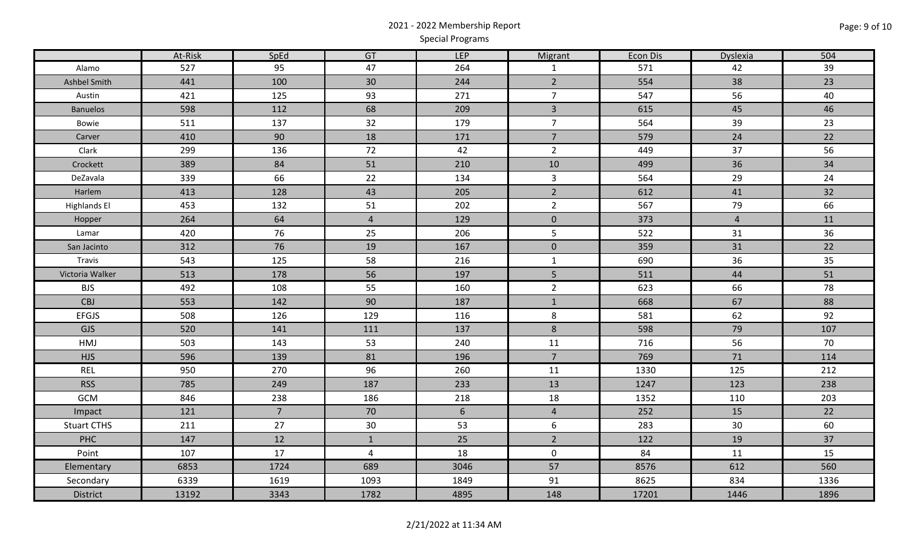# 2021 - 2022 Membership Report

## Special Programs

| | At-Risk | SpEd | GT | LEP | Migrant | Econ Dis | Dyslexia | 504 |
|---|---|---|---|---|---|---|---|---|
| Alamo | 527 | 95 | 47 | 264 | 1 | 571 | 42 | 39 |
| Ashbel Smith | 441 | 100 | 30 | 244 | 2 | 554 | 38 | 23 |
| Austin | 421 | 125 | 93 | 271 | 7 | 547 | 56 | 40 |
| Banuelos | 598 | 112 | 68 | 209 | 3 | 615 | 45 | 46 |
| Bowie | 511 | 137 | 32 | 179 | 7 | 564 | 39 | 23 |
| Carver | 410 | 90 | 18 | 171 | 7 | 579 | 24 | 22 |
| Clark | 299 | 136 | 72 | 42 | 2 | 449 | 37 | 56 |
| Crockett | 389 | 84 | 51 | 210 | 10 | 499 | 36 | 34 |
| DeZavala | 339 | 66 | 22 | 134 | 3 | 564 | 29 | 24 |
| Harlem | 413 | 128 | 43 | 205 | 2 | 612 | 41 | 32 |
| Highlands El | 453 | 132 | 51 | 202 | 2 | 567 | 79 | 66 |
| Hopper | 264 | 64 | 4 | 129 | 0 | 373 | 4 | 11 |
| Lamar | 420 | 76 | 25 | 206 | 5 | 522 | 31 | 36 |
| San Jacinto | 312 | 76 | 19 | 167 | 0 | 359 | 31 | 22 |
| Travis | 543 | 125 | 58 | 216 | 1 | 690 | 36 | 35 |
| Victoria Walker | 513 | 178 | 56 | 197 | 5 | 511 | 44 | 51 |
| BJS | 492 | 108 | 55 | 160 | 2 | 623 | 66 | 78 |
| CBJ | 553 | 142 | 90 | 187 | 1 | 668 | 67 | 88 |
| EFGJS | 508 | 126 | 129 | 116 | 8 | 581 | 62 | 92 |
| GJS | 520 | 141 | 111 | 137 | 8 | 598 | 79 | 107 |
| HMJ | 503 | 143 | 53 | 240 | 11 | 716 | 56 | 70 |
| HJS | 596 | 139 | 81 | 196 | 7 | 769 | 71 | 114 |
| REL | 950 | 270 | 96 | 260 | 11 | 1330 | 125 | 212 |
| RSS | 785 | 249 | 187 | 233 | 13 | 1247 | 123 | 238 |
| GCM | 846 | 238 | 186 | 218 | 18 | 1352 | 110 | 203 |
| Impact | 121 | 7 | 70 | 6 | 4 | 252 | 15 | 22 |
| Stuart CTHS | 211 | 27 | 30 | 53 | 6 | 283 | 30 | 60 |
| PHC | 147 | 12 | 1 | 25 | 2 | 122 | 19 | 37 |
| Point | 107 | 17 | 4 | 18 | 0 | 84 | 11 | 15 |
| Elementary | 6853 | 1724 | 689 | 3046 | 57 | 8576 | 612 | 560 |
| Secondary | 6339 | 1619 | 1093 | 1849 | 91 | 8625 | 834 | 1336 |
| District | 13192 | 3343 | 1782 | 4895 | 148 | 17201 | 1446 | 1896 |

2/21/2022 at 11:34 AM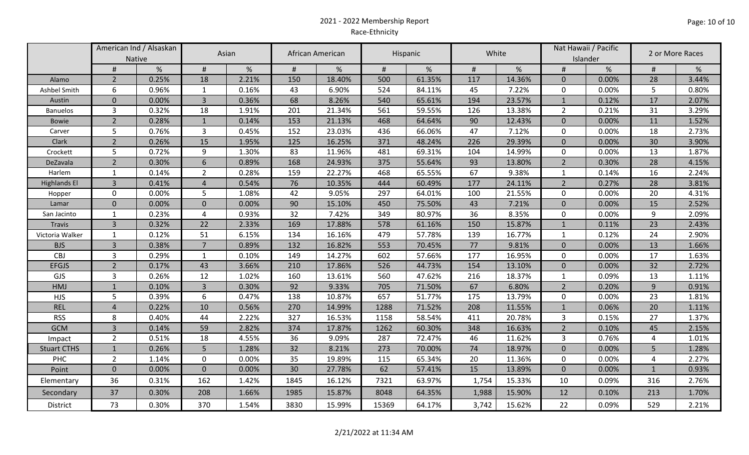# 2021 - 2022 Membership Report

## Race-Ethnicity

| | American Ind / Alsaskan Native | | Asian | | African American | | Hispanic | | White | | Nat Hawaii / Pacific Islander | | 2 or More Races | |
|---|---|---|---|---|---|---|---|---|---|---|---|---|---|---|
| | # | % | # | % | # | % | # | % | # | % | # | % | # | % |
| Alamo | 2 | 0.25% | 18 | 2.21% | 150 | 18.40% | 500 | 61.35% | 117 | 14.36% | 0 | 0.00% | 28 | 3.44% |
| Ashbel Smith | 6 | 0.96% | 1 | 0.16% | 43 | 6.90% | 524 | 84.11% | 45 | 7.22% | 0 | 0.00% | 5 | 0.80% |
| Austin | 0 | 0.00% | 3 | 0.36% | 68 | 8.26% | 540 | 65.61% | 194 | 23.57% | 1 | 0.12% | 17 | 2.07% |
| Banuelos | 3 | 0.32% | 18 | 1.91% | 201 | 21.34% | 561 | 59.55% | 126 | 13.38% | 2 | 0.21% | 31 | 3.29% |
| Bowie | 2 | 0.28% | 1 | 0.14% | 153 | 21.13% | 468 | 64.64% | 90 | 12.43% | 0 | 0.00% | 11 | 1.52% |
| Carver | 5 | 0.76% | 3 | 0.45% | 152 | 23.03% | 436 | 66.06% | 47 | 7.12% | 0 | 0.00% | 18 | 2.73% |
| Clark | 2 | 0.26% | 15 | 1.95% | 125 | 16.25% | 371 | 48.24% | 226 | 29.39% | 0 | 0.00% | 30 | 3.90% |
| Crockett | 5 | 0.72% | 9 | 1.30% | 83 | 11.96% | 481 | 69.31% | 104 | 14.99% | 0 | 0.00% | 13 | 1.87% |
| DeZavala | 2 | 0.30% | 6 | 0.89% | 168 | 24.93% | 375 | 55.64% | 93 | 13.80% | 2 | 0.30% | 28 | 4.15% |
| Harlem | 1 | 0.14% | 2 | 0.28% | 159 | 22.27% | 468 | 65.55% | 67 | 9.38% | 1 | 0.14% | 16 | 2.24% |
| Highlands El | 3 | 0.41% | 4 | 0.54% | 76 | 10.35% | 444 | 60.49% | 177 | 24.11% | 2 | 0.27% | 28 | 3.81% |
| Hopper | 0 | 0.00% | 5 | 1.08% | 42 | 9.05% | 297 | 64.01% | 100 | 21.55% | 0 | 0.00% | 20 | 4.31% |
| Lamar | 0 | 0.00% | 0 | 0.00% | 90 | 15.10% | 450 | 75.50% | 43 | 7.21% | 0 | 0.00% | 15 | 2.52% |
| San Jacinto | 1 | 0.23% | 4 | 0.93% | 32 | 7.42% | 349 | 80.97% | 36 | 8.35% | 0 | 0.00% | 9 | 2.09% |
| Travis | 3 | 0.32% | 22 | 2.33% | 169 | 17.88% | 578 | 61.16% | 150 | 15.87% | 1 | 0.11% | 23 | 2.43% |
| Victoria Walker | 1 | 0.12% | 51 | 6.15% | 134 | 16.16% | 479 | 57.78% | 139 | 16.77% | 1 | 0.12% | 24 | 2.90% |
| BJS | 3 | 0.38% | 7 | 0.89% | 132 | 16.82% | 553 | 70.45% | 77 | 9.81% | 0 | 0.00% | 13 | 1.66% |
| CBJ | 3 | 0.29% | 1 | 0.10% | 149 | 14.27% | 602 | 57.66% | 177 | 16.95% | 0 | 0.00% | 17 | 1.63% |
| EFGJS | 2 | 0.17% | 43 | 3.66% | 210 | 17.86% | 526 | 44.73% | 154 | 13.10% | 0 | 0.00% | 32 | 2.72% |
| GJS | 3 | 0.26% | 12 | 1.02% | 160 | 13.61% | 560 | 47.62% | 216 | 18.37% | 1 | 0.09% | 13 | 1.11% |
| HMJ | 1 | 0.10% | 3 | 0.30% | 92 | 9.33% | 705 | 71.50% | 67 | 6.80% | 2 | 0.20% | 9 | 0.91% |
| HJS | 5 | 0.39% | 6 | 0.47% | 138 | 10.87% | 657 | 51.77% | 175 | 13.79% | 0 | 0.00% | 23 | 1.81% |
| REL | 4 | 0.22% | 10 | 0.56% | 270 | 14.99% | 1288 | 71.52% | 208 | 11.55% | 1 | 0.06% | 20 | 1.11% |
| RSS | 8 | 0.40% | 44 | 2.22% | 327 | 16.53% | 1158 | 58.54% | 411 | 20.78% | 3 | 0.15% | 27 | 1.37% |
| GCM | 3 | 0.14% | 59 | 2.82% | 374 | 17.87% | 1262 | 60.30% | 348 | 16.63% | 2 | 0.10% | 45 | 2.15% |
| Impact | 2 | 0.51% | 18 | 4.55% | 36 | 9.09% | 287 | 72.47% | 46 | 11.62% | 3 | 0.76% | 4 | 1.01% |
| Stuart CTHS | 1 | 0.26% | 5 | 1.28% | 32 | 8.21% | 273 | 70.00% | 74 | 18.97% | 0 | 0.00% | 5 | 1.28% |
| PHC | 2 | 1.14% | 0 | 0.00% | 35 | 19.89% | 115 | 65.34% | 20 | 11.36% | 0 | 0.00% | 4 | 2.27% |
| Point | 0 | 0.00% | 0 | 0.00% | 30 | 27.78% | 62 | 57.41% | 15 | 13.89% | 0 | 0.00% | 1 | 0.93% |
| Elementary | 36 | 0.31% | 162 | 1.42% | 1845 | 16.12% | 7321 | 63.97% | 1,754 | 15.33% | 10 | 0.09% | 316 | 2.76% |
| Secondary | 37 | 0.30% | 208 | 1.66% | 1985 | 15.87% | 8048 | 64.35% | 1,988 | 15.90% | 12 | 0.10% | 213 | 1.70% |
| District | 73 | 0.30% | 370 | 1.54% | 3830 | 15.99% | 15369 | 64.17% | 3,742 | 15.62% | 22 | 0.09% | 529 | 2.21% |

2/21/2022 at 11:34 AM